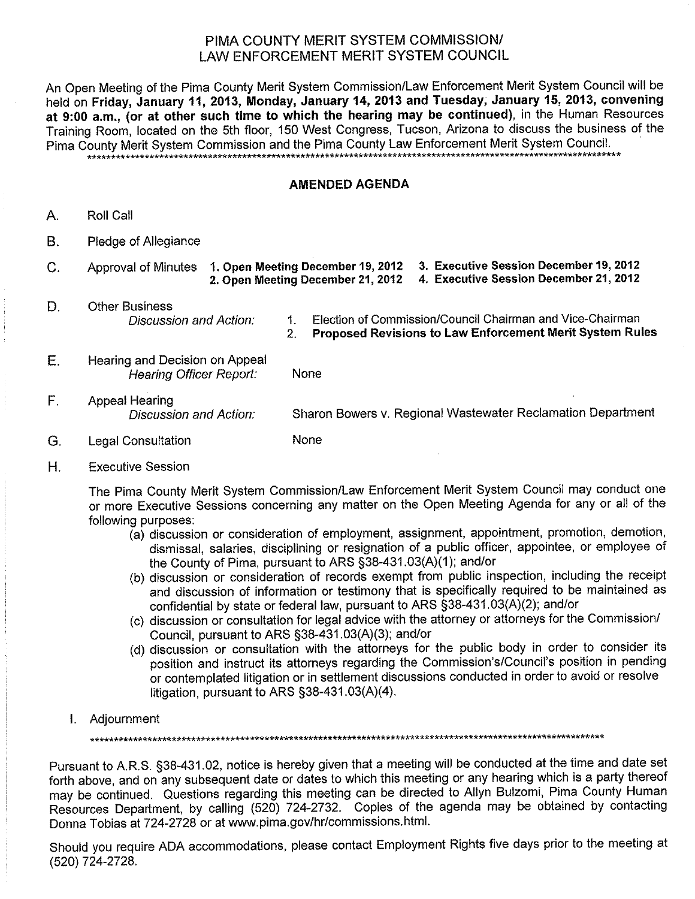# PIMA COUNTY MERIT SYSTEM COMMISSION/ LAW ENFORCEMENT MERIT SYSTEM COUNCIL

An Open Meeting of the Pima County Merit System Commission/Law Enforcement Merit System Council will be held on **Friday, January 11, 2013, Monday, January 14, 2013 and Tuesday, January 15, 2013, convening at 9:00 a.m., (or at other such time to which the hearing may be continued)**, in the Human Resources Training Room, located on the 5th floor, 150 West Congress, Tucson, Arizona to discuss the business of the Pima County Merit System Commission and the Pima County Law Enforcement Merit System Council.

*************************************************************************************************************

## AMENDED AGENDA

A. Roll Call

B. Pledge of Allegiance

C. Approval of Minutes
   1. **Open Meeting December 19, 2012**
   2. **Open Meeting December 21, 2012**
   3. **Executive Session December 19, 2012**
   4. **Executive Session December 21, 2012**

D. Other Business
   *Discussion and Action:*
   1. Election of Commission/Council Chairman and Vice-Chairman
   2. **Proposed Revisions to Law Enforcement Merit System Rules**

E. Hearing and Decision on Appeal
   *Hearing Officer Report:* None

F. Appeal Hearing
   *Discussion and Action:* Sharon Bowers v. Regional Wastewater Reclamation Department

G. Legal Consultation None

H. Executive Session

   The Pima County Merit System Commission/Law Enforcement Merit System Council may conduct one or more Executive Sessions concerning any matter on the Open Meeting Agenda for any or all of the following purposes:

   (a) discussion or consideration of employment, assignment, appointment, promotion, demotion, dismissal, salaries, disciplining or resignation of a public officer, appointee, or employee of the County of Pima, pursuant to ARS §38-431.03(A)(1); and/or

   (b) discussion or consideration of records exempt from public inspection, including the receipt and discussion of information or testimony that is specifically required to be maintained as confidential by state or federal law, pursuant to ARS §38-431.03(A)(2); and/or

   (c) discussion or consultation for legal advice with the attorney or attorneys for the Commission/ Council, pursuant to ARS §38-431.03(A)(3); and/or

   (d) discussion or consultation with the attorneys for the public body in order to consider its position and instruct its attorneys regarding the Commission's/Council's position in pending or contemplated litigation or in settlement discussions conducted in order to avoid or resolve litigation, pursuant to ARS §38-431.03(A)(4).

I. Adjournment

*************************************************************************************************************

Pursuant to A.R.S. §38-431.02, notice is hereby given that a meeting will be conducted at the time and date set forth above, and on any subsequent date or dates to which this meeting or any hearing which is a party thereof may be continued. Questions regarding this meeting can be directed to Allyn Bulzomi, Pima County Human Resources Department, by calling (520) 724-2732. Copies of the agenda may be obtained by contacting Donna Tobias at 724-2728 or at www.pima.gov/hr/commissions.html.

Should you require ADA accommodations, please contact Employment Rights five days prior to the meeting at (520) 724-2728.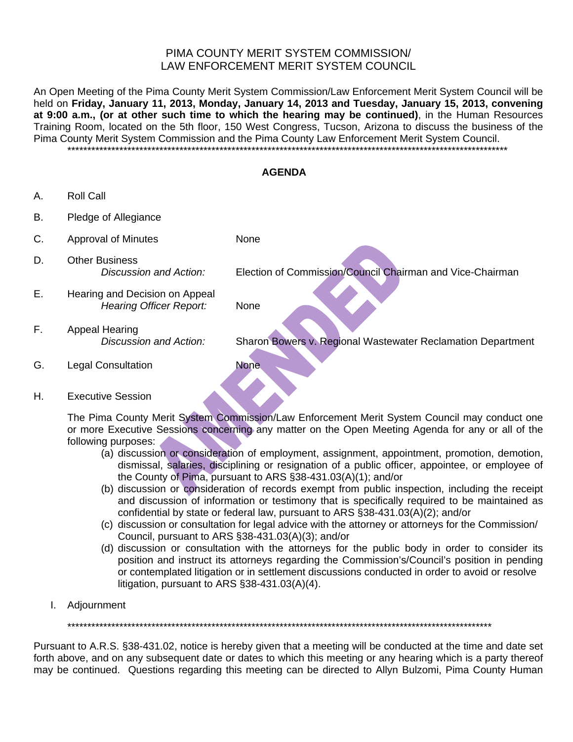# PIMA COUNTY MERIT SYSTEM COMMISSION/ LAW ENFORCEMENT MERIT SYSTEM COUNCIL

An Open Meeting of the Pima County Merit System Commission/Law Enforcement Merit System Council will be held on **Friday, January 11, 2013, Monday, January 14, 2013 and Tuesday, January 15, 2013, convening at 9:00 a.m., (or at other such time to which the hearing may be continued)**, in the Human Resources Training Room, located on the 5th floor, 150 West Congress, Tucson, Arizona to discuss the business of the Pima County Merit System Commission and the Pima County Law Enforcement Merit System Council.

**************************************************************************************************************

## AGENDA

A. Roll Call

B. Pledge of Allegiance

C. Approval of Minutes — None

D. Other Business
*Discussion and Action:* Election of Commission/Council Chairman and Vice-Chairman

E. Hearing and Decision on Appeal
*Hearing Officer Report:* None

F. Appeal Hearing
*Discussion and Action:* Sharon Bowers v. Regional Wastewater Reclamation Department

G. Legal Consultation — None

H. Executive Session

The Pima County Merit System Commission/Law Enforcement Merit System Council may conduct one or more Executive Sessions concerning any matter on the Open Meeting Agenda for any or all of the following purposes:

(a) discussion or consideration of employment, assignment, appointment, promotion, demotion, dismissal, salaries, disciplining or resignation of a public officer, appointee, or employee of the County of Pima, pursuant to ARS §38-431.03(A)(1); and/or

(b) discussion or consideration of records exempt from public inspection, including the receipt and discussion of information or testimony that is specifically required to be maintained as confidential by state or federal law, pursuant to ARS §38-431.03(A)(2); and/or

(c) discussion or consultation for legal advice with the attorney or attorneys for the Commission/ Council, pursuant to ARS §38-431.03(A)(3); and/or

(d) discussion or consultation with the attorneys for the public body in order to consider its position and instruct its attorneys regarding the Commission's/Council's position in pending or contemplated litigation or in settlement discussions conducted in order to avoid or resolve litigation, pursuant to ARS §38-431.03(A)(4).

I. Adjournment

**************************************************************************************************************

Pursuant to A.R.S. §38-431.02, notice is hereby given that a meeting will be conducted at the time and date set forth above, and on any subsequent date or dates to which this meeting or any hearing which is a party thereof may be continued. Questions regarding this meeting can be directed to Allyn Bulzomi, Pima County Human

AMENDED